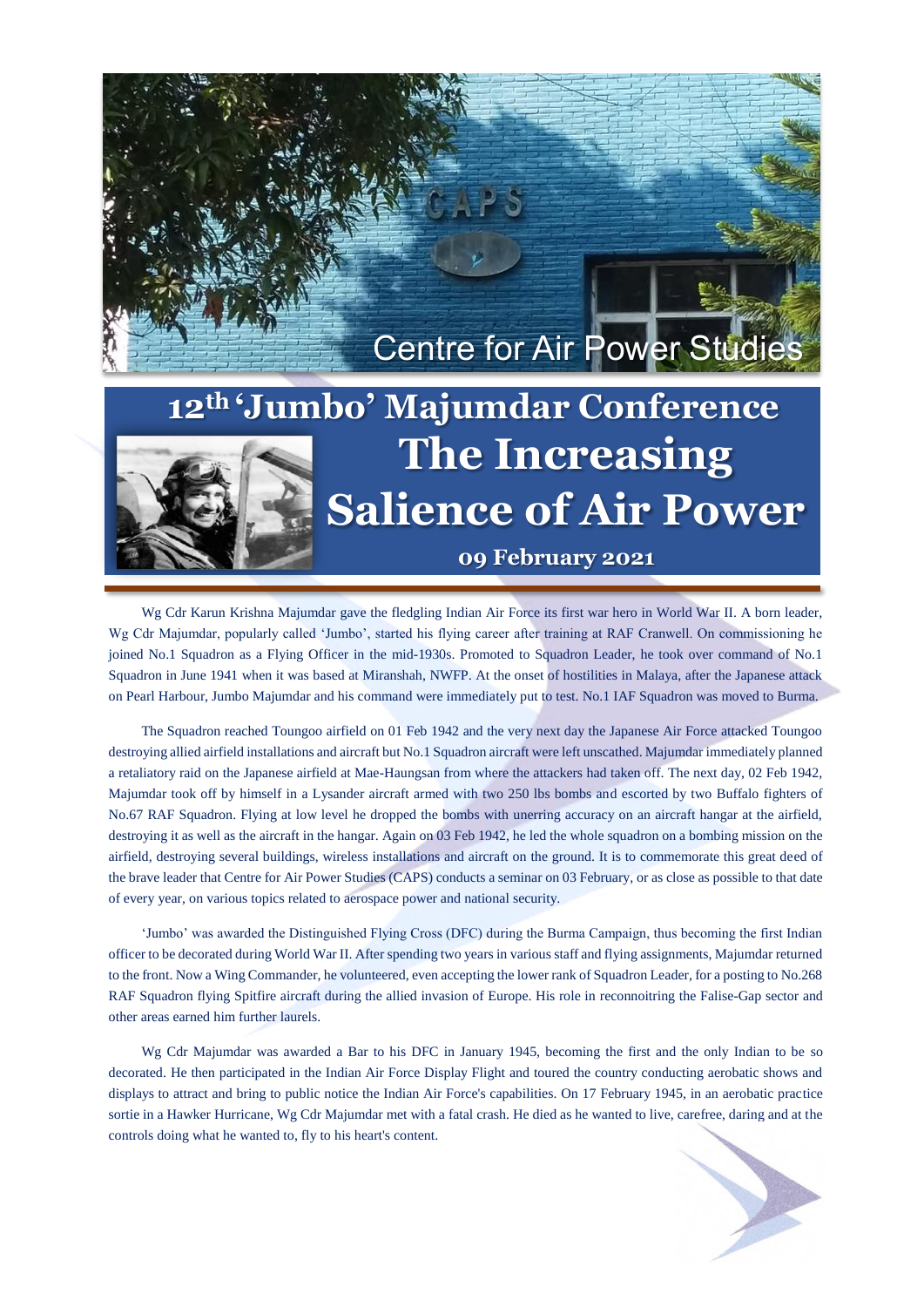Centre for Air Power Studies

# 12th 'Jumbo' Majumdar Conference

# The Increasing Salience of Air Power

**09 February 2021**

Wg Cdr Karun Krishna Majumdar gave the fledgling Indian Air Force its first war hero in World War II. A born leader, Wg Cdr Majumdar, popularly called 'Jumbo', started his flying career after training at RAF Cranwell. On commissioning he joined No.1 Squadron as a Flying Officer in the mid-1930s. Promoted to Squadron Leader, he took over command of No.1 Squadron in June 1941 when it was based at Miranshah, NWFP. At the onset of hostilities in Malaya, after the Japanese attack on Pearl Harbour, Jumbo Majumdar and his command were immediately put to test. No.1 IAF Squadron was moved to Burma.

The Squadron reached Toungoo airfield on 01 Feb 1942 and the very next day the Japanese Air Force attacked Toungoo destroying allied airfield installations and aircraft but No.1 Squadron aircraft were left unscathed. Majumdar immediately planned a retaliatory raid on the Japanese airfield at Mae-Haungsan from where the attackers had taken off. The next day, 02 Feb 1942, Majumdar took off by himself in a Lysander aircraft armed with two 250 lbs bombs and escorted by two Buffalo fighters of No.67 RAF Squadron. Flying at low level he dropped the bombs with unerring accuracy on an aircraft hangar at the airfield, destroying it as well as the aircraft in the hangar. Again on 03 Feb 1942, he led the whole squadron on a bombing mission on the airfield, destroying several buildings, wireless installations and aircraft on the ground. It is to commemorate this great deed of the brave leader that Centre for Air Power Studies (CAPS) conducts a seminar on 03 February, or as close as possible to that date of every year, on various topics related to aerospace power and national security.

'Jumbo' was awarded the Distinguished Flying Cross (DFC) during the Burma Campaign, thus becoming the first Indian officer to be decorated during World War II. After spending two years in various staff and flying assignments, Majumdar returned to the front. Now a Wing Commander, he volunteered, even accepting the lower rank of Squadron Leader, for a posting to No.268 RAF Squadron flying Spitfire aircraft during the allied invasion of Europe. His role in reconnoitring the Falise-Gap sector and other areas earned him further laurels.

Wg Cdr Majumdar was awarded a Bar to his DFC in January 1945, becoming the first and the only Indian to be so decorated. He then participated in the Indian Air Force Display Flight and toured the country conducting aerobatic shows and displays to attract and bring to public notice the Indian Air Force's capabilities. On 17 February 1945, in an aerobatic practice sortie in a Hawker Hurricane, Wg Cdr Majumdar met with a fatal crash. He died as he wanted to live, carefree, daring and at the controls doing what he wanted to, fly to his heart's content.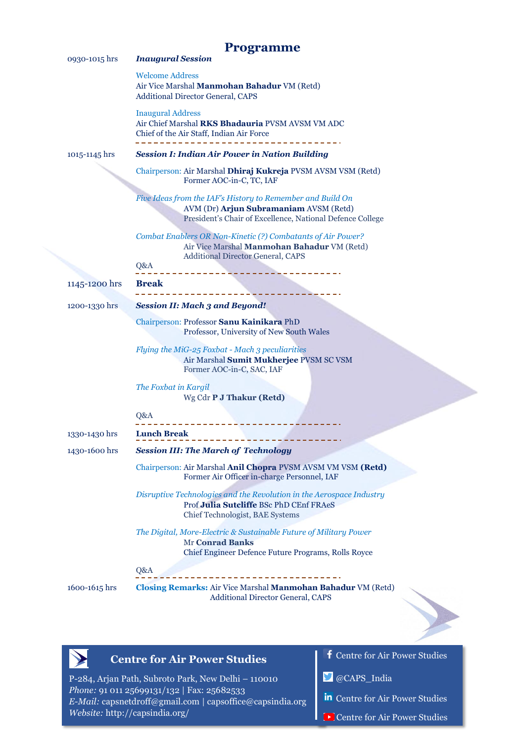# Programme

0930-1015 hrs **_Inaugural Session_**

Welcome Address
Air Vice Marshal **Manmohan Bahadur** VM (Retd)
Additional Director General, CAPS

Inaugural Address
Air Chief Marshal **RKS Bhadauria** PVSM AVSM VM ADC
Chief of the Air Staff, Indian Air Force

---

1015-1145 hrs **_Session I: Indian Air Power in Nation Building_**

Chairperson: Air Marshal **Dhiraj Kukreja** PVSM AVSM VSM (Retd)
Former AOC-in-C, TC, IAF

*Five Ideas from the IAF's History to Remember and Build On*
AVM (Dr) **Arjun Subramaniam** AVSM (Retd)
President's Chair of Excellence, National Defence College

*Combat Enablers OR Non-Kinetic (?) Combatants of Air Power?*
Air Vice Marshal **Manmohan Bahadur** VM (Retd)
Additional Director General, CAPS

Q&A

---

1145-1200 hrs **Break**

---

1200-1330 hrs **_Session II: Mach 3 and Beyond!_**

Chairperson: Professor **Sanu Kainikara** PhD
Professor, University of New South Wales

*Flying the MiG-25 Foxbat - Mach 3 peculiarities*
Air Marshal **Sumit Mukherjee** PVSM SC VSM
Former AOC-in-C, SAC, IAF

*The Foxbat in Kargil*
Wg Cdr **P J Thakur (Retd)**

Q&A

---

1330-1430 hrs **Lunch Break**

---

1430-1600 hrs **_Session III: The March of Technology_**

Chairperson: Air Marshal **Anil Chopra** PVSM AVSM VM VSM **(Retd)**
Former Air Officer in-charge Personnel, IAF

*Disruptive Technologies and the Revolution in the Aerospace Industry*
Prof **Julia Sutcliffe** BSc PhD CEnf FRAeS
Chief Technologist, BAE Systems

*The Digital, More-Electric & Sustainable Future of Military Power*
Mr **Conrad Banks**
Chief Engineer Defence Future Programs, Rolls Royce

Q&A

---

1600-1615 hrs **Closing Remarks:** Air Vice Marshal **Manmohan Bahadur** VM (Retd)
Additional Director General, CAPS

## Centre for Air Power Studies

P-284, Arjan Path, Subroto Park, New Delhi – 110010
*Phone:* 91 011 25699131/132 | Fax: 25682533
*E-Mail:* capsnetdroff@gmail.com | capsoffice@capsindia.org
*Website:* http://capsindia.org/

Centre for Air Power Studies
@CAPS_India
Centre for Air Power Studies
Centre for Air Power Studies